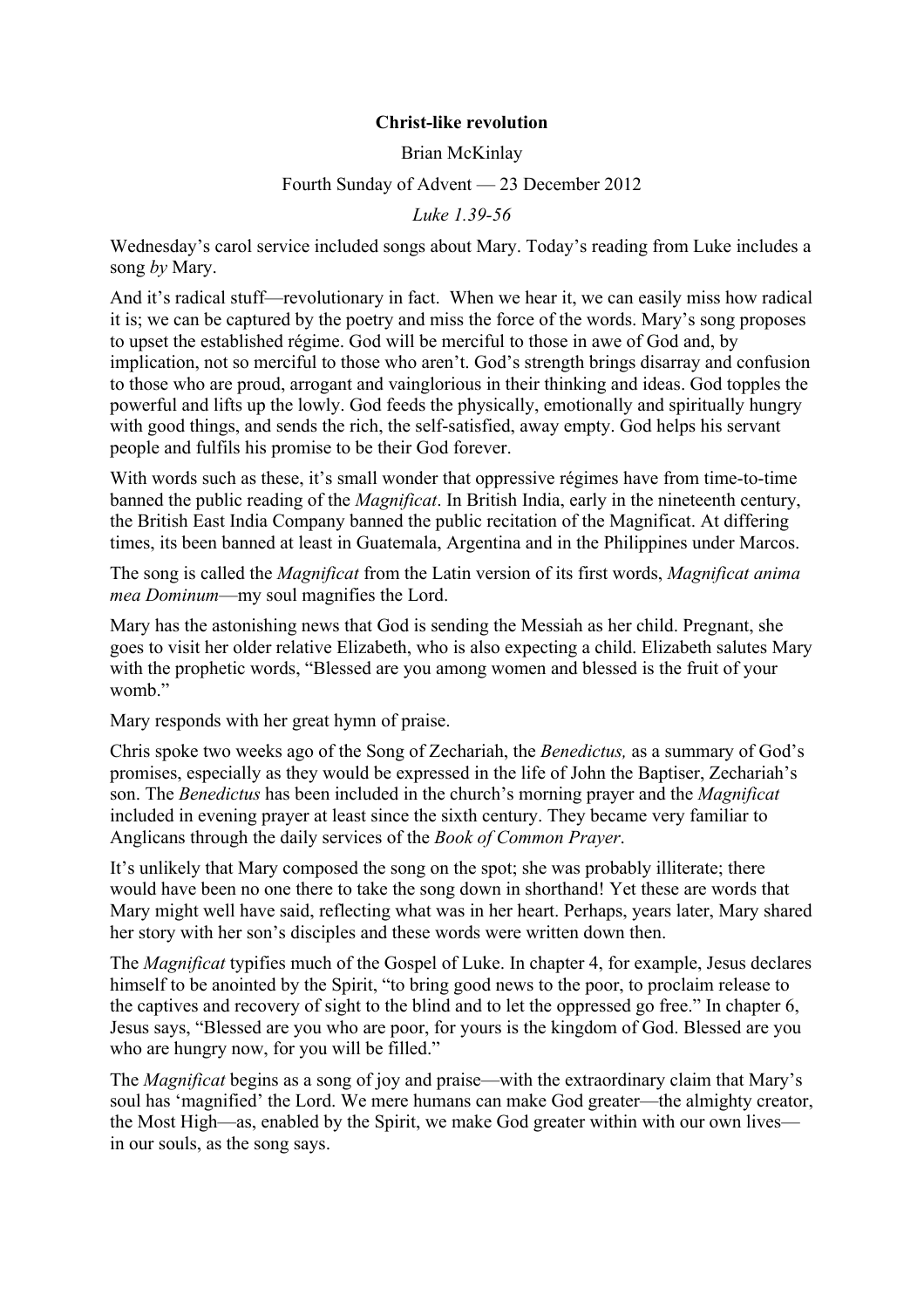**Christ-like revolution**

Brian McKinlay

Fourth Sunday of Advent — 23 December 2012

*Luke 1.39-56*

Wednesday's carol service included songs about Mary. Today's reading from Luke includes a song *by* Mary.

And it's radical stuff—revolutionary in fact. When we hear it, we can easily miss how radical it is; we can be captured by the poetry and miss the force of the words. Mary's song proposes to upset the established régime. God will be merciful to those in awe of God and, by implication, not so merciful to those who aren't. God's strength brings disarray and confusion to those who are proud, arrogant and vainglorious in their thinking and ideas. God topples the powerful and lifts up the lowly. God feeds the physically, emotionally and spiritually hungry with good things, and sends the rich, the self-satisfied, away empty. God helps his servant people and fulfils his promise to be their God forever.

With words such as these, it's small wonder that oppressive régimes have from time-to-time banned the public reading of the *Magnificat*. In British India, early in the nineteenth century, the British East India Company banned the public recitation of the Magnificat. At differing times, its been banned at least in Guatemala, Argentina and in the Philippines under Marcos.

The song is called the *Magnificat* from the Latin version of its first words, *Magnificat anima mea Dominum*—my soul magnifies the Lord.

Mary has the astonishing news that God is sending the Messiah as her child. Pregnant, she goes to visit her older relative Elizabeth, who is also expecting a child. Elizabeth salutes Mary with the prophetic words, "Blessed are you among women and blessed is the fruit of your womb."

Mary responds with her great hymn of praise.

Chris spoke two weeks ago of the Song of Zechariah, the *Benedictus,* as a summary of God's promises, especially as they would be expressed in the life of John the Baptiser, Zechariah's son. The *Benedictus* has been included in the church's morning prayer and the *Magnificat* included in evening prayer at least since the sixth century. They became very familiar to Anglicans through the daily services of the *Book of Common Prayer*.

It's unlikely that Mary composed the song on the spot; she was probably illiterate; there would have been no one there to take the song down in shorthand! Yet these are words that Mary might well have said, reflecting what was in her heart. Perhaps, years later, Mary shared her story with her son's disciples and these words were written down then.

The *Magnificat* typifies much of the Gospel of Luke. In chapter 4, for example, Jesus declares himself to be anointed by the Spirit, "to bring good news to the poor, to proclaim release to the captives and recovery of sight to the blind and to let the oppressed go free." In chapter 6, Jesus says, "Blessed are you who are poor, for yours is the kingdom of God. Blessed are you who are hungry now, for you will be filled."

The *Magnificat* begins as a song of joy and praise—with the extraordinary claim that Mary's soul has 'magnified' the Lord. We mere humans can make God greater—the almighty creator, the Most High—as, enabled by the Spirit, we make God greater within with our own lives—in our souls, as the song says.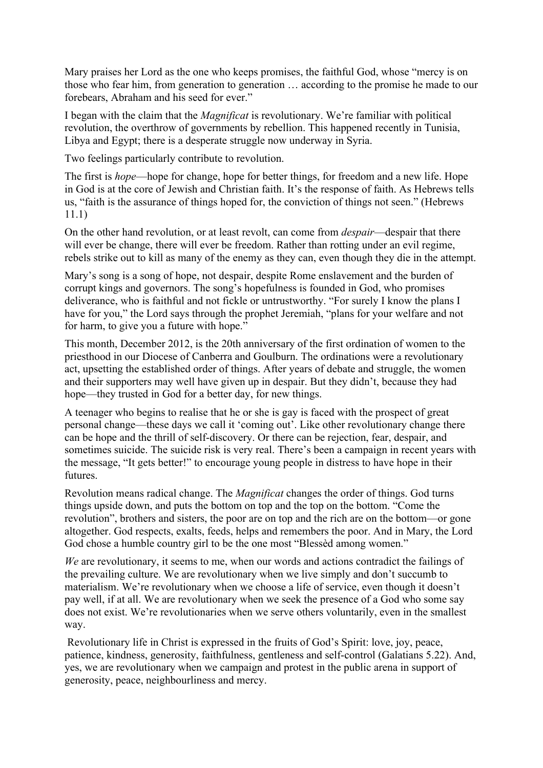Mary praises her Lord as the one who keeps promises, the faithful God, whose "mercy is on those who fear him, from generation to generation … according to the promise he made to our forebears, Abraham and his seed for ever."

I began with the claim that the *Magnificat* is revolutionary. We're familiar with political revolution, the overthrow of governments by rebellion. This happened recently in Tunisia, Libya and Egypt; there is a desperate struggle now underway in Syria.

Two feelings particularly contribute to revolution.

The first is *hope*—hope for change, hope for better things, for freedom and a new life. Hope in God is at the core of Jewish and Christian faith. It's the response of faith. As Hebrews tells us, "faith is the assurance of things hoped for, the conviction of things not seen." (Hebrews 11.1)

On the other hand revolution, or at least revolt, can come from *despair*—despair that there will ever be change, there will ever be freedom. Rather than rotting under an evil regime, rebels strike out to kill as many of the enemy as they can, even though they die in the attempt.

Mary's song is a song of hope, not despair, despite Rome enslavement and the burden of corrupt kings and governors. The song's hopefulness is founded in God, who promises deliverance, who is faithful and not fickle or untrustworthy. "For surely I know the plans I have for you," the Lord says through the prophet Jeremiah, "plans for your welfare and not for harm, to give you a future with hope."

This month, December 2012, is the 20th anniversary of the first ordination of women to the priesthood in our Diocese of Canberra and Goulburn. The ordinations were a revolutionary act, upsetting the established order of things. After years of debate and struggle, the women and their supporters may well have given up in despair. But they didn't, because they had hope—they trusted in God for a better day, for new things.

A teenager who begins to realise that he or she is gay is faced with the prospect of great personal change—these days we call it 'coming out'. Like other revolutionary change there can be hope and the thrill of self-discovery. Or there can be rejection, fear, despair, and sometimes suicide. The suicide risk is very real. There's been a campaign in recent years with the message, "It gets better!" to encourage young people in distress to have hope in their futures.

Revolution means radical change. The *Magnificat* changes the order of things. God turns things upside down, and puts the bottom on top and the top on the bottom. "Come the revolution", brothers and sisters, the poor are on top and the rich are on the bottom—or gone altogether. God respects, exalts, feeds, helps and remembers the poor. And in Mary, the Lord God chose a humble country girl to be the one most "Blessèd among women."

*We* are revolutionary, it seems to me, when our words and actions contradict the failings of the prevailing culture. We are revolutionary when we live simply and don't succumb to materialism. We're revolutionary when we choose a life of service, even though it doesn't pay well, if at all. We are revolutionary when we seek the presence of a God who some say does not exist. We're revolutionaries when we serve others voluntarily, even in the smallest way.

Revolutionary life in Christ is expressed in the fruits of God's Spirit: love, joy, peace, patience, kindness, generosity, faithfulness, gentleness and self-control (Galatians 5.22). And, yes, we are revolutionary when we campaign and protest in the public arena in support of generosity, peace, neighbourliness and mercy.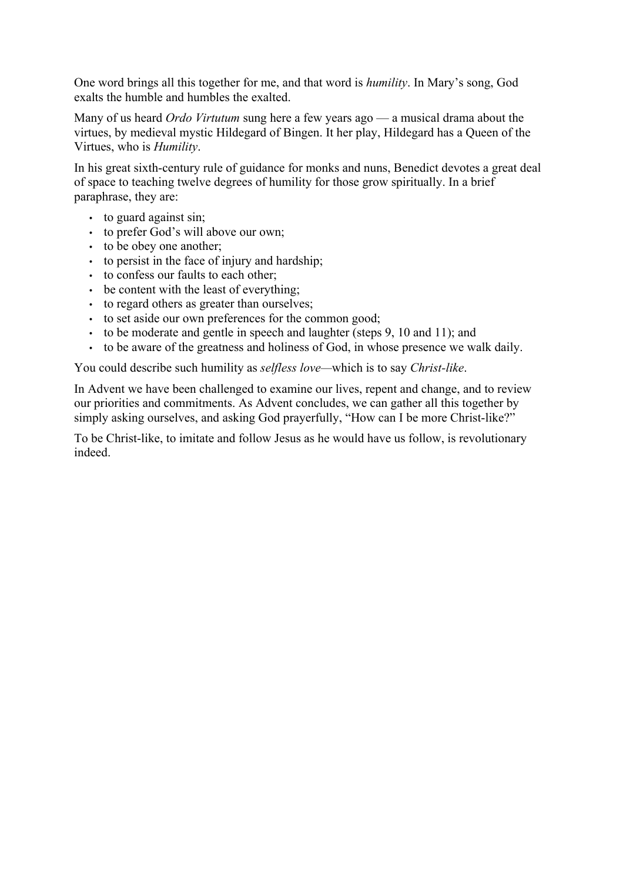One word brings all this together for me, and that word is *humility*. In Mary's song, God exalts the humble and humbles the exalted.

Many of us heard *Ordo Virtutum* sung here a few years ago — a musical drama about the virtues, by medieval mystic Hildegard of Bingen. It her play, Hildegard has a Queen of the Virtues, who is *Humility*.

In his great sixth-century rule of guidance for monks and nuns, Benedict devotes a great deal of space to teaching twelve degrees of humility for those grow spiritually. In a brief paraphrase, they are:

- to guard against sin;
- to prefer God's will above our own;
- to be obey one another;
- to persist in the face of injury and hardship;
- to confess our faults to each other;
- be content with the least of everything;
- to regard others as greater than ourselves;
- to set aside our own preferences for the common good;
- to be moderate and gentle in speech and laughter (steps 9, 10 and 11); and
- to be aware of the greatness and holiness of God, in whose presence we walk daily.

You could describe such humility as *selfless love*—which is to say *Christ-like*.

In Advent we have been challenged to examine our lives, repent and change, and to review our priorities and commitments. As Advent concludes, we can gather all this together by simply asking ourselves, and asking God prayerfully, "How can I be more Christ-like?"

To be Christ-like, to imitate and follow Jesus as he would have us follow, is revolutionary indeed.